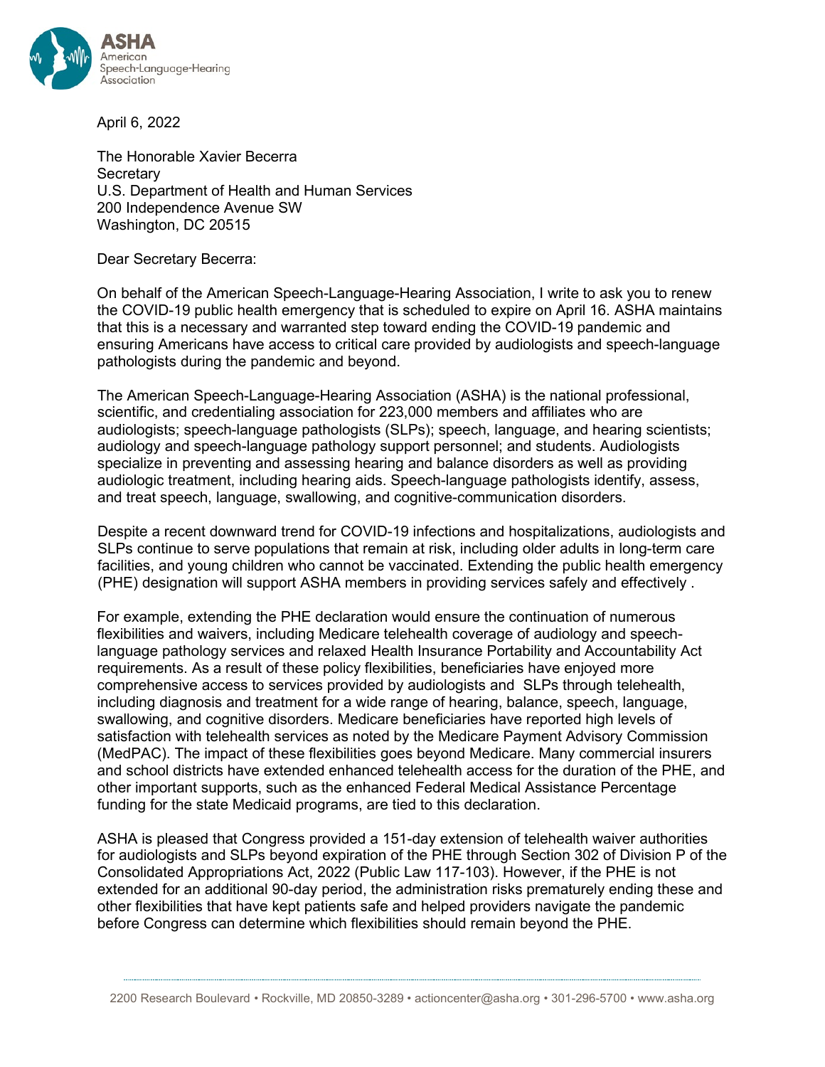April 6, 2022

The Honorable Xavier Becerra
Secretary
U.S. Department of Health and Human Services
200 Independence Avenue SW
Washington, DC 20515

Dear Secretary Becerra:

On behalf of the American Speech-Language-Hearing Association, I write to ask you to renew the COVID-19 public health emergency that is scheduled to expire on April 16. ASHA maintains that this is a necessary and warranted step toward ending the COVID-19 pandemic and ensuring Americans have access to critical care provided by audiologists and speech-language pathologists during the pandemic and beyond.

The American Speech-Language-Hearing Association (ASHA) is the national professional, scientific, and credentialing association for 223,000 members and affiliates who are audiologists; speech-language pathologists (SLPs); speech, language, and hearing scientists; audiology and speech-language pathology support personnel; and students. Audiologists specialize in preventing and assessing hearing and balance disorders as well as providing audiologic treatment, including hearing aids. Speech-language pathologists identify, assess, and treat speech, language, swallowing, and cognitive-communication disorders.

Despite a recent downward trend for COVID-19 infections and hospitalizations, audiologists and SLPs continue to serve populations that remain at risk, including older adults in long-term care facilities, and young children who cannot be vaccinated. Extending the public health emergency (PHE) designation will support ASHA members in providing services safely and effectively .

For example, extending the PHE declaration would ensure the continuation of numerous flexibilities and waivers, including Medicare telehealth coverage of audiology and speech-language pathology services and relaxed Health Insurance Portability and Accountability Act requirements. As a result of these policy flexibilities, beneficiaries have enjoyed more comprehensive access to services provided by audiologists and SLPs through telehealth, including diagnosis and treatment for a wide range of hearing, balance, speech, language, swallowing, and cognitive disorders. Medicare beneficiaries have reported high levels of satisfaction with telehealth services as noted by the Medicare Payment Advisory Commission (MedPAC). The impact of these flexibilities goes beyond Medicare. Many commercial insurers and school districts have extended enhanced telehealth access for the duration of the PHE, and other important supports, such as the enhanced Federal Medical Assistance Percentage funding for the state Medicaid programs, are tied to this declaration.

ASHA is pleased that Congress provided a 151-day extension of telehealth waiver authorities for audiologists and SLPs beyond expiration of the PHE through Section 302 of Division P of the Consolidated Appropriations Act, 2022 (Public Law 117-103). However, if the PHE is not extended for an additional 90-day period, the administration risks prematurely ending these and other flexibilities that have kept patients safe and helped providers navigate the pandemic before Congress can determine which flexibilities should remain beyond the PHE.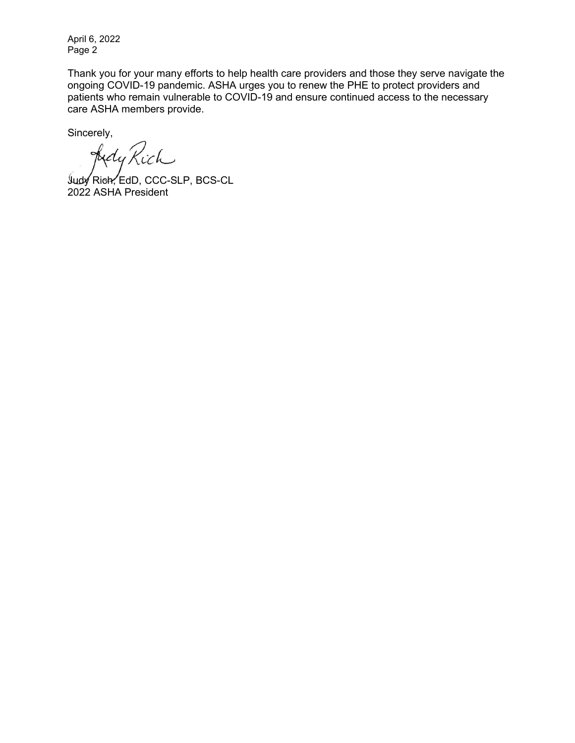Thank you for your many efforts to help health care providers and those they serve navigate the ongoing COVID-19 pandemic. ASHA urges you to renew the PHE to protect providers and patients who remain vulnerable to COVID-19 and ensure continued access to the necessary care ASHA members provide.

Sincerely,

Judy Rich, EdD, CCC-SLP, BCS-CL
2022 ASHA President